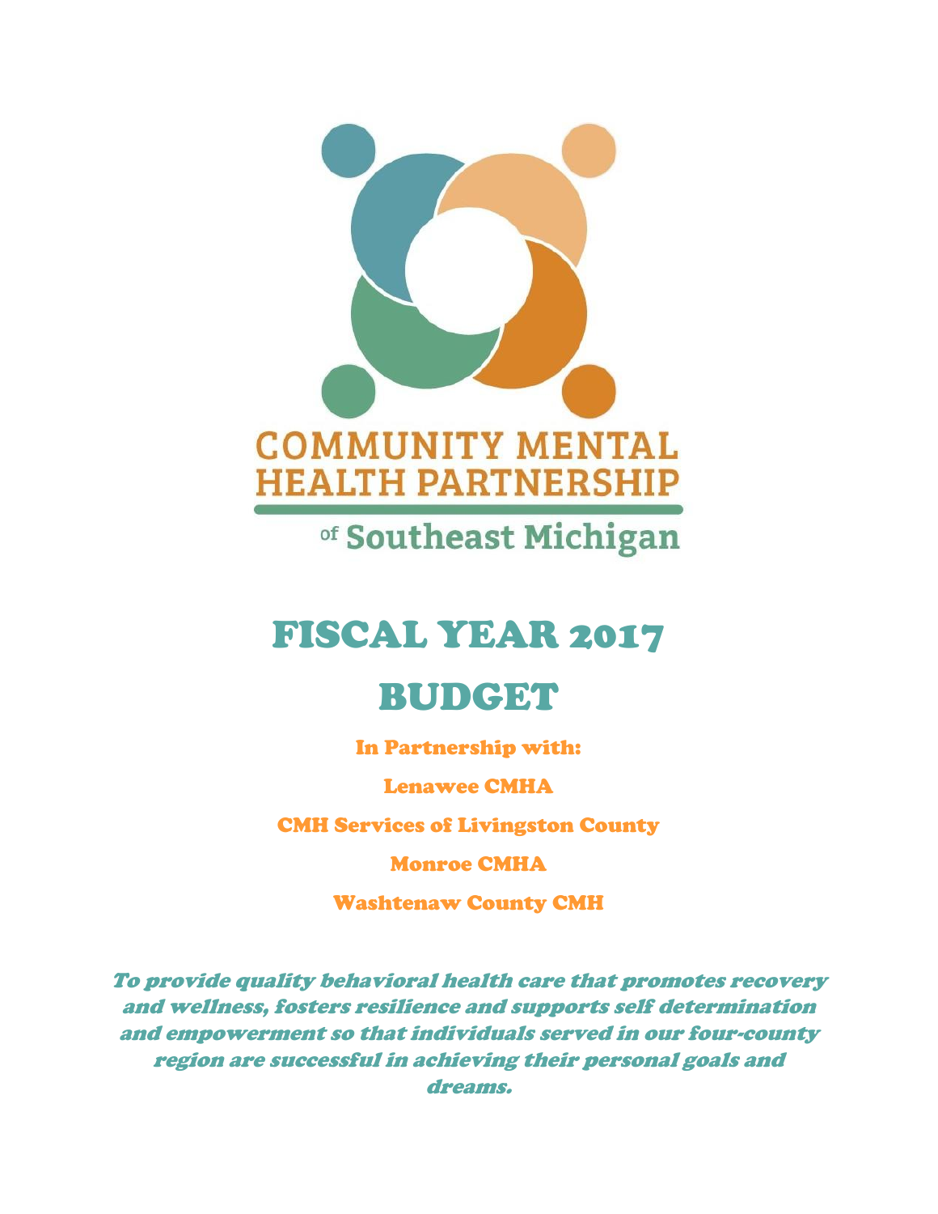COMMUNITY MENTAL HEALTH PARTNERSHIP

of Southeast Michigan

# FISCAL YEAR 2017

# BUDGET

In Partnership with:

Lenawee CMHA

CMH Services of Livingston County

Monroe CMHA

Washtenaw County CMH

*To provide quality behavioral health care that promotes recovery and wellness, fosters resilience and supports self determination and empowerment so that individuals served in our four-county region are successful in achieving their personal goals and dreams.*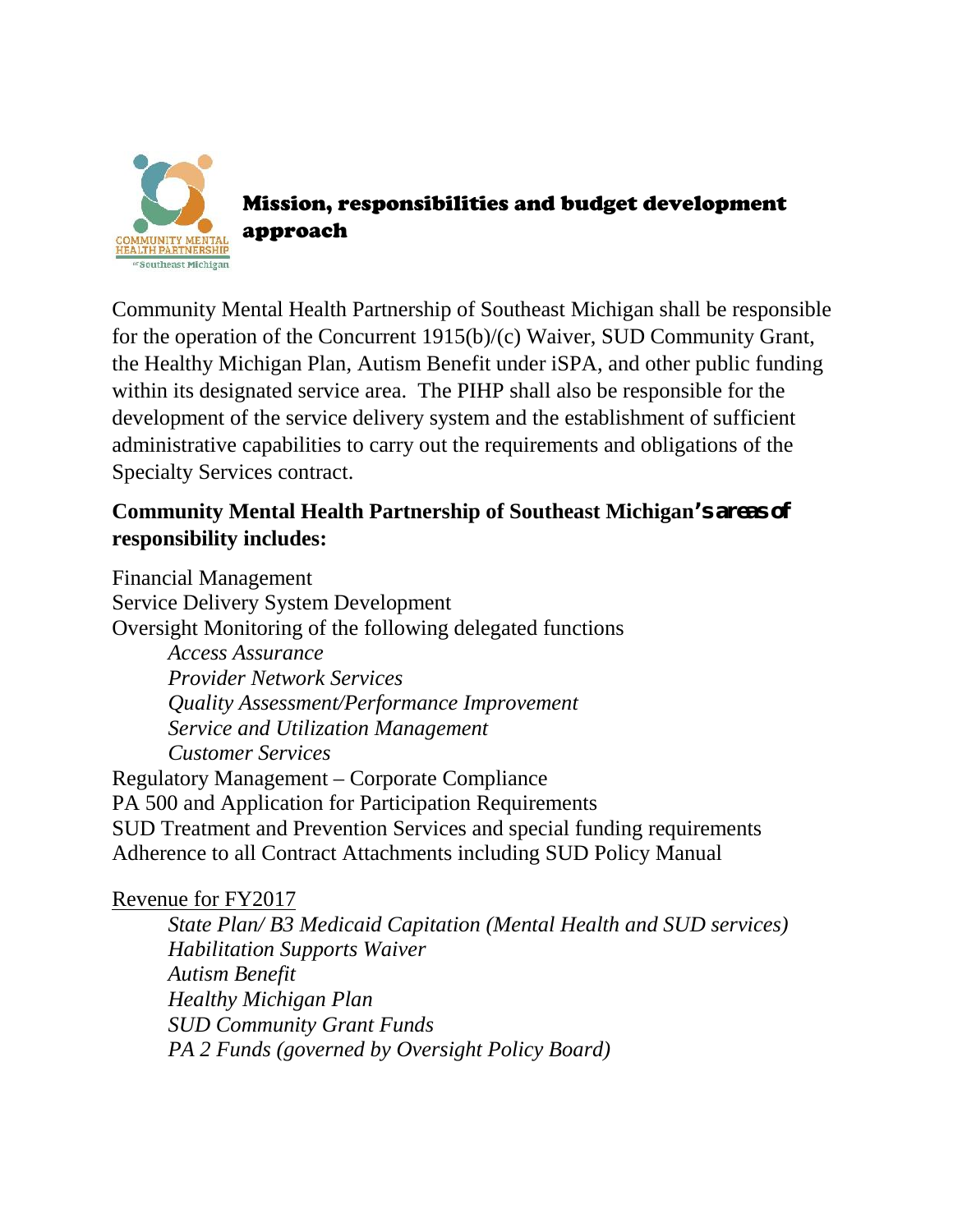## Mission, responsibilities and budget development approach

Community Mental Health Partnership of Southeast Michigan shall be responsible for the operation of the Concurrent 1915(b)/(c) Waiver, SUD Community Grant, the Healthy Michigan Plan, Autism Benefit under iSPA, and other public funding within its designated service area. The PIHP shall also be responsible for the development of the service delivery system and the establishment of sufficient administrative capabilities to carry out the requirements and obligations of the Specialty Services contract.

**Community Mental Health Partnership of Southeast Michigan's areas of responsibility includes:**

Financial Management
Service Delivery System Development
Oversight Monitoring of the following delegated functions

- *Access Assurance*
- *Provider Network Services*
- *Quality Assessment/Performance Improvement*
- *Service and Utilization Management*
- *Customer Services*

Regulatory Management – Corporate Compliance
PA 500 and Application for Participation Requirements
SUD Treatment and Prevention Services and special funding requirements
Adherence to all Contract Attachments including SUD Policy Manual

Revenue for FY2017

- *State Plan/ B3 Medicaid Capitation (Mental Health and SUD services)*
- *Habilitation Supports Waiver*
- *Autism Benefit*
- *Healthy Michigan Plan*
- *SUD Community Grant Funds*
- *PA 2 Funds (governed by Oversight Policy Board)*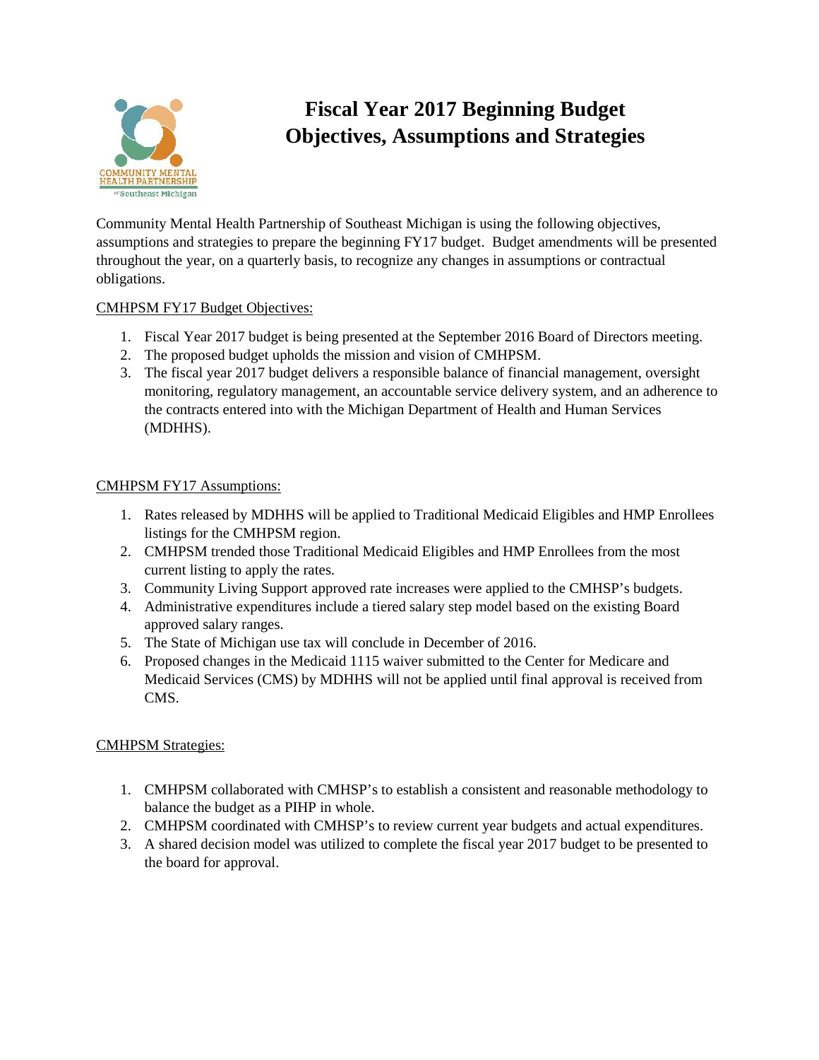# Fiscal Year 2017 Beginning Budget Objectives, Assumptions and Strategies

Community Mental Health Partnership of Southeast Michigan is using the following objectives, assumptions and strategies to prepare the beginning FY17 budget. Budget amendments will be presented throughout the year, on a quarterly basis, to recognize any changes in assumptions or contractual obligations.

## CMHPSM FY17 Budget Objectives:

1. Fiscal Year 2017 budget is being presented at the September 2016 Board of Directors meeting.
2. The proposed budget upholds the mission and vision of CMHPSM.
3. The fiscal year 2017 budget delivers a responsible balance of financial management, oversight monitoring, regulatory management, an accountable service delivery system, and an adherence to the contracts entered into with the Michigan Department of Health and Human Services (MDHHS).

## CMHPSM FY17 Assumptions:

1. Rates released by MDHHS will be applied to Traditional Medicaid Eligibles and HMP Enrollees listings for the CMHPSM region.
2. CMHPSM trended those Traditional Medicaid Eligibles and HMP Enrollees from the most current listing to apply the rates.
3. Community Living Support approved rate increases were applied to the CMHSP's budgets.
4. Administrative expenditures include a tiered salary step model based on the existing Board approved salary ranges.
5. The State of Michigan use tax will conclude in December of 2016.
6. Proposed changes in the Medicaid 1115 waiver submitted to the Center for Medicare and Medicaid Services (CMS) by MDHHS will not be applied until final approval is received from CMS.

## CMHPSM Strategies:

1. CMHPSM collaborated with CMHSP's to establish a consistent and reasonable methodology to balance the budget as a PIHP in whole.
2. CMHPSM coordinated with CMHSP's to review current year budgets and actual expenditures.
3. A shared decision model was utilized to complete the fiscal year 2017 budget to be presented to the board for approval.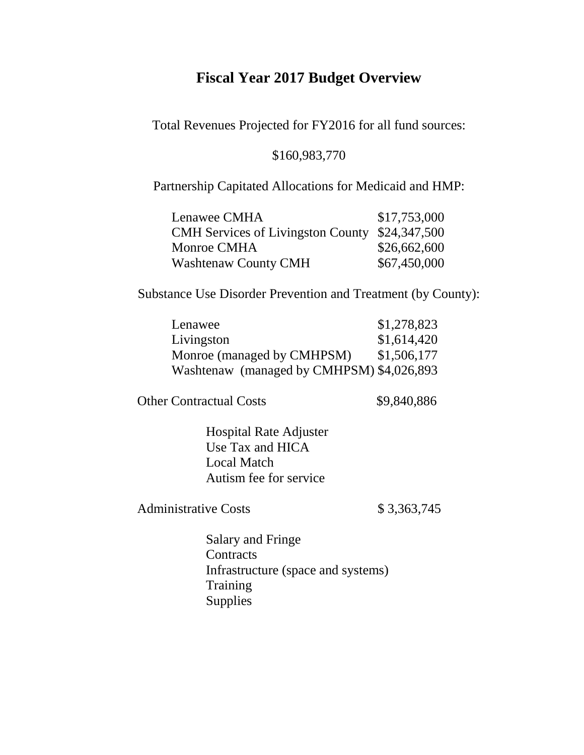# Fiscal Year 2017 Budget Overview

Total Revenues Projected for FY2016 for all fund sources:

$160,983,770

Partnership Capitated Allocations for Medicaid and HMP:

| | |
|---|---|
| Lenawee CMHA | $17,753,000 |
| CMH Services of Livingston County | $24,347,500 |
| Monroe CMHA | $26,662,600 |
| Washtenaw County CMH | $67,450,000 |

Substance Use Disorder Prevention and Treatment (by County):

| | |
|---|---|
| Lenawee | $1,278,823 |
| Livingston | $1,614,420 |
| Monroe (managed by CMHPSM) | $1,506,177 |
| Washtenaw (managed by CMHPSM) | $4,026,893 |

Other Contractual Costs $9,840,886

- Hospital Rate Adjuster
- Use Tax and HICA
- Local Match
- Autism fee for service

Administrative Costs $ 3,363,745

- Salary and Fringe
- Contracts
- Infrastructure (space and systems)
- Training
- Supplies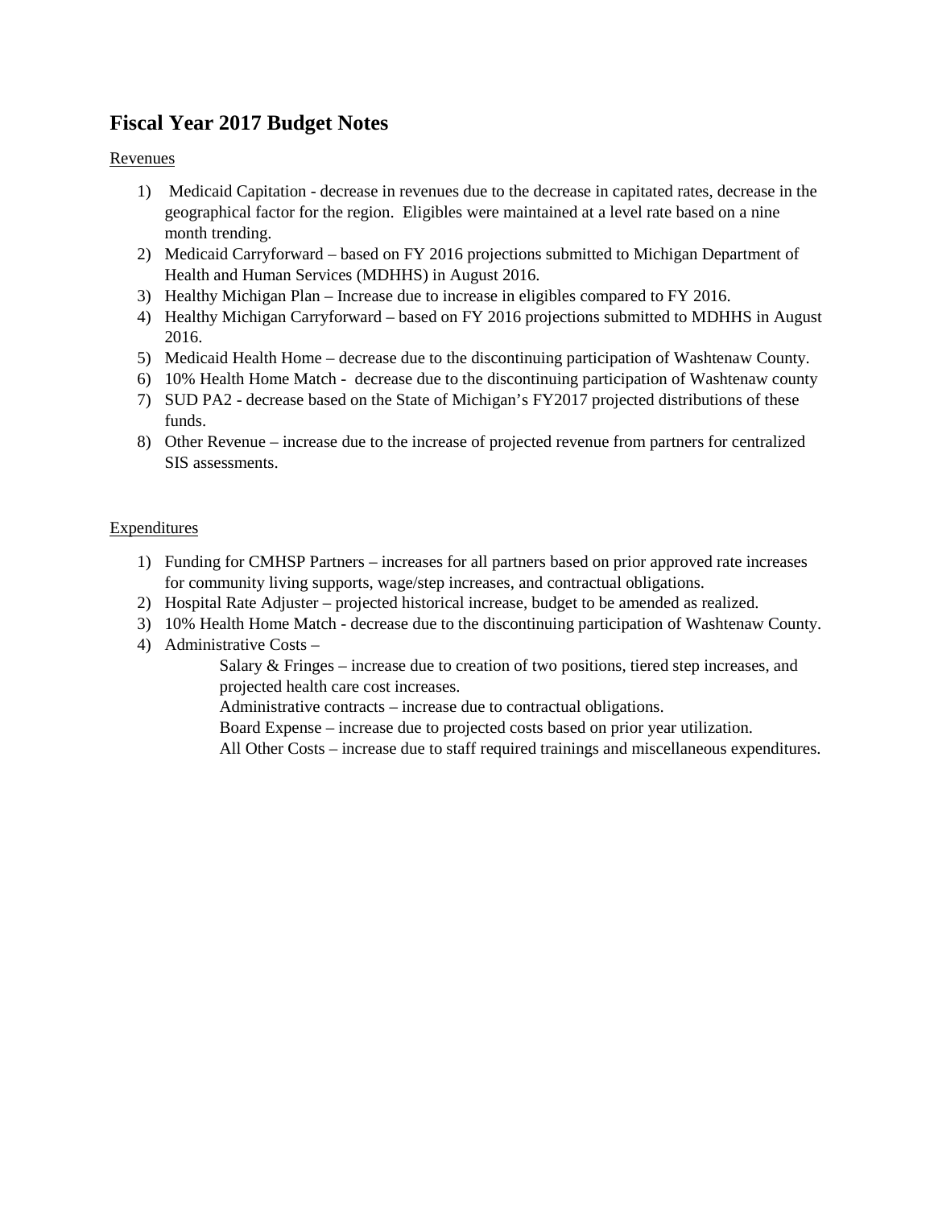## Fiscal Year 2017 Budget Notes

Revenues

1) Medicaid Capitation - decrease in revenues due to the decrease in capitated rates, decrease in the geographical factor for the region. Eligibles were maintained at a level rate based on a nine month trending.
2) Medicaid Carryforward – based on FY 2016 projections submitted to Michigan Department of Health and Human Services (MDHHS) in August 2016.
3) Healthy Michigan Plan – Increase due to increase in eligibles compared to FY 2016.
4) Healthy Michigan Carryforward – based on FY 2016 projections submitted to MDHHS in August 2016.
5) Medicaid Health Home – decrease due to the discontinuing participation of Washtenaw County.
6) 10% Health Home Match - decrease due to the discontinuing participation of Washtenaw county
7) SUD PA2 - decrease based on the State of Michigan's FY2017 projected distributions of these funds.
8) Other Revenue – increase due to the increase of projected revenue from partners for centralized SIS assessments.

Expenditures

1) Funding for CMHSP Partners – increases for all partners based on prior approved rate increases for community living supports, wage/step increases, and contractual obligations.
2) Hospital Rate Adjuster – projected historical increase, budget to be amended as realized.
3) 10% Health Home Match - decrease due to the discontinuing participation of Washtenaw County.
4) Administrative Costs –

   Salary & Fringes – increase due to creation of two positions, tiered step increases, and projected health care cost increases.

   Administrative contracts – increase due to contractual obligations.

   Board Expense – increase due to projected costs based on prior year utilization.

   All Other Costs – increase due to staff required trainings and miscellaneous expenditures.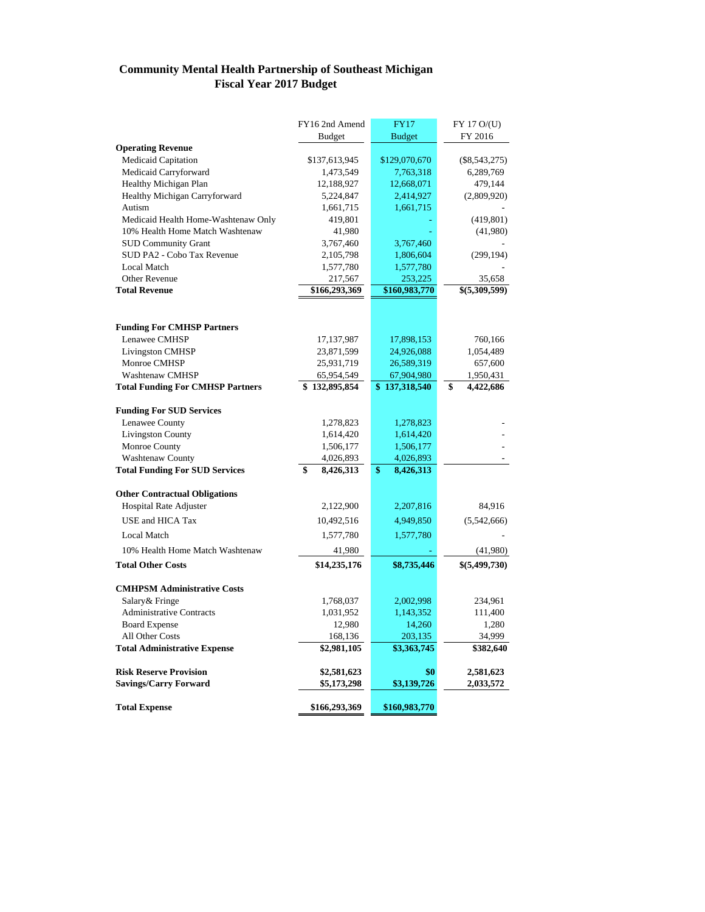# Community Mental Health Partnership of Southeast Michigan
## Fiscal Year 2017 Budget

| | FY16 2nd Amend Budget | FY17 Budget | FY 17 O/(U) FY 2016 |
|---|---|---|---|
| **Operating Revenue** | | | |
| Medicaid Capitation | $137,613,945 | $129,070,670 | ($8,543,275) |
| Medicaid Carryforward | 1,473,549 | 7,763,318 | 6,289,769 |
| Healthy Michigan Plan | 12,188,927 | 12,668,071 | 479,144 |
| Healthy Michigan Carryforward | 5,224,847 | 2,414,927 | (2,809,920) |
| Autism | 1,661,715 | 1,661,715 | - |
| Medicaid Health Home-Washtenaw Only | 419,801 | - | (419,801) |
| 10% Health Home Match Washtenaw | 41,980 | - | (41,980) |
| SUD Community Grant | 3,767,460 | 3,767,460 | - |
| SUD PA2 - Cobo Tax Revenue | 2,105,798 | 1,806,604 | (299,194) |
| Local Match | 1,577,780 | 1,577,780 | - |
| Other Revenue | 217,567 | 253,225 | 35,658 |
| **Total Revenue** | **$166,293,369** | **$160,983,770** | **$(5,309,599)** |
| | | | |
| **Funding For CMHSP Partners** | | | |
| Lenawee CMHSP | 17,137,987 | 17,898,153 | 760,166 |
| Livingston CMHSP | 23,871,599 | 24,926,088 | 1,054,489 |
| Monroe CMHSP | 25,931,719 | 26,589,319 | 657,600 |
| Washtenaw CMHSP | 65,954,549 | 67,904,980 | 1,950,431 |
| **Total Funding For CMHSP Partners** | **$ 132,895,854** | **$ 137,318,540** | **$ 4,422,686** |
| | | | |
| **Funding For SUD Services** | | | |
| Lenawee County | 1,278,823 | 1,278,823 | - |
| Livingston County | 1,614,420 | 1,614,420 | - |
| Monroe County | 1,506,177 | 1,506,177 | - |
| Washtenaw County | 4,026,893 | 4,026,893 | - |
| **Total Funding For SUD Services** | **$ 8,426,313** | **$ 8,426,313** | |
| | | | |
| **Other Contractual Obligations** | | | |
| Hospital Rate Adjuster | 2,122,900 | 2,207,816 | 84,916 |
| USE and HICA Tax | 10,492,516 | 4,949,850 | (5,542,666) |
| Local Match | 1,577,780 | 1,577,780 | - |
| 10% Health Home Match Washtenaw | 41,980 | - | (41,980) |
| **Total Other Costs** | **$14,235,176** | **$8,735,446** | **$(5,499,730)** |
| | | | |
| **CMHPSM Administrative Costs** | | | |
| Salary& Fringe | 1,768,037 | 2,002,998 | 234,961 |
| Administrative Contracts | 1,031,952 | 1,143,352 | 111,400 |
| Board Expense | 12,980 | 14,260 | 1,280 |
| All Other Costs | 168,136 | 203,135 | 34,999 |
| **Total Administrative Expense** | **$2,981,105** | **$3,363,745** | **$382,640** |
| | | | |
| **Risk Reserve Provision** | **$2,581,623** | **$0** | **2,581,623** |
| **Savings/Carry Forward** | **$5,173,298** | **$3,139,726** | **2,033,572** |
| | | | |
| **Total Expense** | **$166,293,369** | **$160,983,770** | |